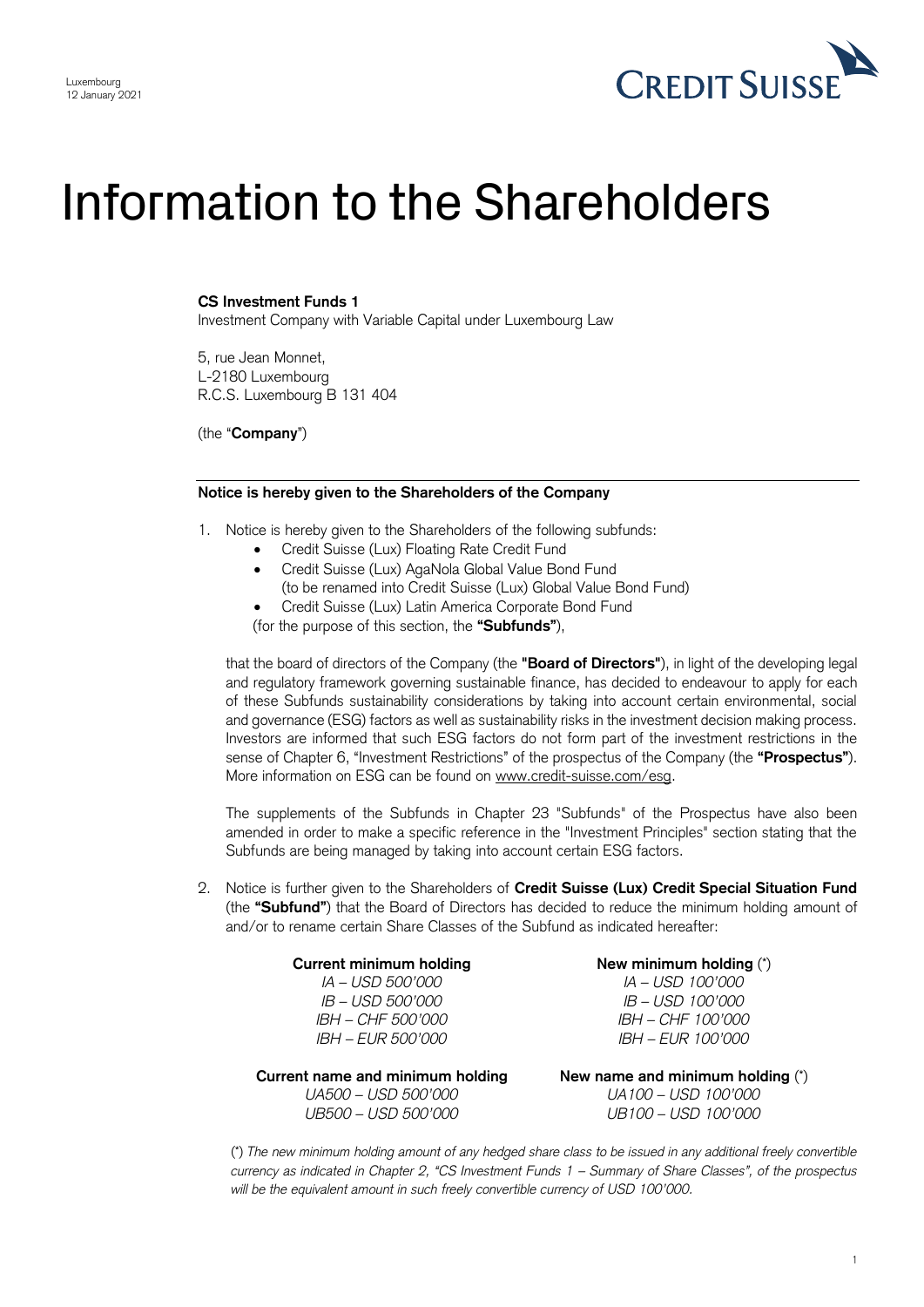Luxembourg
12 January 2021

# Information to the Shareholders

**CS Investment Funds 1**
Investment Company with Variable Capital under Luxembourg Law

5, rue Jean Monnet,
L-2180 Luxembourg
R.C.S. Luxembourg B 131 404

(the "**Company**")

**Notice is hereby given to the Shareholders of the Company**

1. Notice is hereby given to the Shareholders of the following subfunds:
   - Credit Suisse (Lux) Floating Rate Credit Fund
   - Credit Suisse (Lux) AgaNola Global Value Bond Fund
     (to be renamed into Credit Suisse (Lux) Global Value Bond Fund)
   - Credit Suisse (Lux) Latin America Corporate Bond Fund

   (for the purpose of this section, the **"Subfunds"**),

   that the board of directors of the Company (the **"Board of Directors"**), in light of the developing legal and regulatory framework governing sustainable finance, has decided to endeavour to apply for each of these Subfunds sustainability considerations by taking into account certain environmental, social and governance (ESG) factors as well as sustainability risks in the investment decision making process. Investors are informed that such ESG factors do not form part of the investment restrictions in the sense of Chapter 6, "Investment Restrictions" of the prospectus of the Company (the **"Prospectus"**). More information on ESG can be found on www.credit-suisse.com/esg.

   The supplements of the Subfunds in Chapter 23 "Subfunds" of the Prospectus have also been amended in order to make a specific reference in the "Investment Principles" section stating that the Subfunds are being managed by taking into account certain ESG factors.

2. Notice is further given to the Shareholders of **Credit Suisse (Lux) Credit Special Situation Fund** (the **"Subfund"**) that the Board of Directors has decided to reduce the minimum holding amount of and/or to rename certain Share Classes of the Subfund as indicated hereafter:

| **Current minimum holding** | **New minimum holding** (*) |
|---|---|
| *IA – USD 500'000* | *IA – USD 100'000* |
| *IB – USD 500'000* | *IB – USD 100'000* |
| *IBH – CHF 500'000* | *IBH – CHF 100'000* |
| *IBH – EUR 500'000* | *IBH – EUR 100'000* |

| **Current name and minimum holding** | **New name and minimum holding** (*) |
|---|---|
| *UA500 – USD 500'000* | *UA100 – USD 100'000* |
| *UB500 – USD 500'000* | *UB100 – USD 100'000* |

(*) *The new minimum holding amount of any hedged share class to be issued in any additional freely convertible currency as indicated in Chapter 2, "CS Investment Funds 1 – Summary of Share Classes", of the prospectus will be the equivalent amount in such freely convertible currency of USD 100'000.*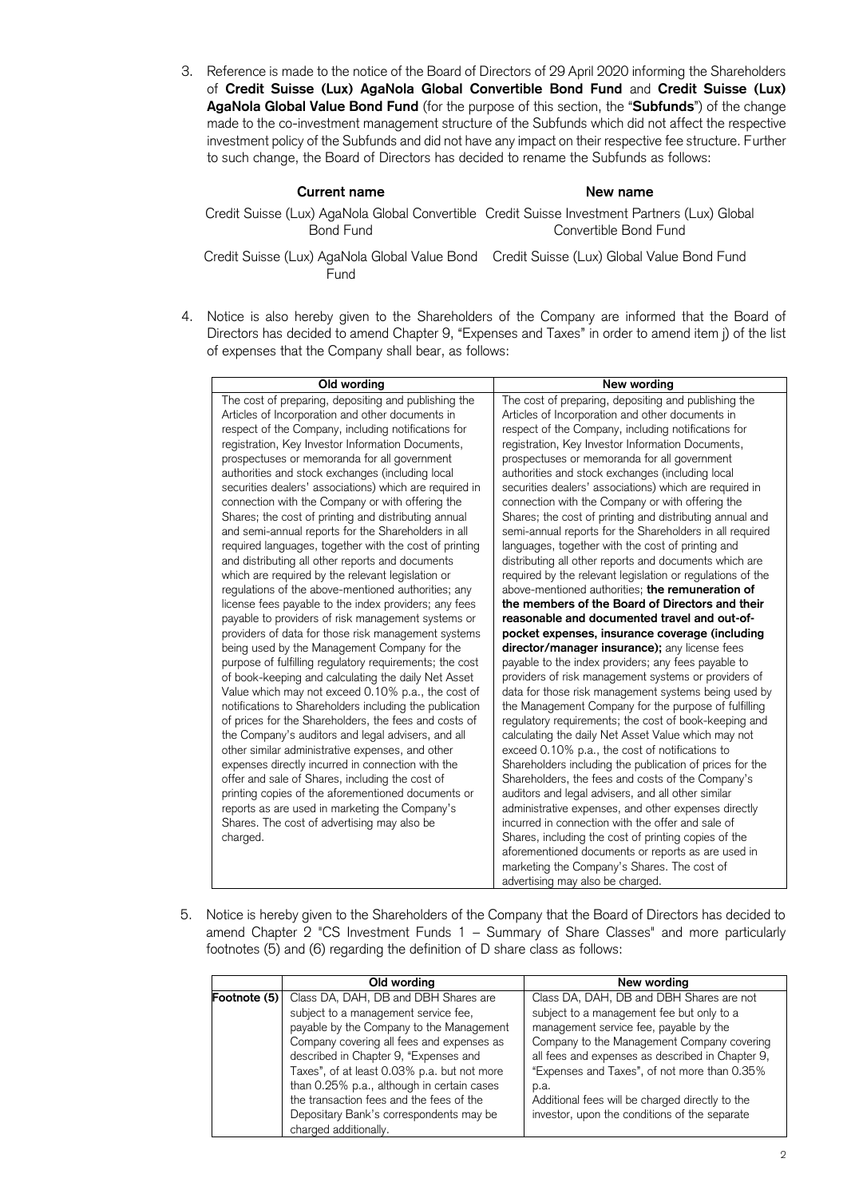3. Reference is made to the notice of the Board of Directors of 29 April 2020 informing the Shareholders of **Credit Suisse (Lux) AgaNola Global Convertible Bond Fund** and **Credit Suisse (Lux) AgaNola Global Value Bond Fund** (for the purpose of this section, the "**Subfunds**") of the change made to the co-investment management structure of the Subfunds which did not affect the respective investment policy of the Subfunds and did not have any impact on their respective fee structure. Further to such change, the Board of Directors has decided to rename the Subfunds as follows:

| Current name | New name |
|---|---|
| Credit Suisse (Lux) AgaNola Global Convertible Bond Fund | Credit Suisse Investment Partners (Lux) Global Convertible Bond Fund |
| Credit Suisse (Lux) AgaNola Global Value Bond Fund | Credit Suisse (Lux) Global Value Bond Fund |

4. Notice is also hereby given to the Shareholders of the Company are informed that the Board of Directors has decided to amend Chapter 9, "Expenses and Taxes" in order to amend item j) of the list of expenses that the Company shall bear, as follows:

| Old wording | New wording |
|---|---|
| The cost of preparing, depositing and publishing the Articles of Incorporation and other documents in respect of the Company, including notifications for registration, Key Investor Information Documents, prospectuses or memoranda for all government authorities and stock exchanges (including local securities dealers' associations) which are required in connection with the Company or with offering the Shares; the cost of printing and distributing annual and semi-annual reports for the Shareholders in all required languages, together with the cost of printing and distributing all other reports and documents which are required by the relevant legislation or regulations of the above-mentioned authorities; any license fees payable to the index providers; any fees payable to providers of risk management systems or providers of data for those risk management systems being used by the Management Company for the purpose of fulfilling regulatory requirements; the cost of book-keeping and calculating the daily Net Asset Value which may not exceed 0.10% p.a., the cost of notifications to Shareholders including the publication of prices for the Shareholders, the fees and costs of the Company's auditors and legal advisers, and all other similar administrative expenses, and other expenses directly incurred in connection with the offer and sale of Shares, including the cost of printing copies of the aforementioned documents or reports as are used in marketing the Company's Shares. The cost of advertising may also be charged. | The cost of preparing, depositing and publishing the Articles of Incorporation and other documents in respect of the Company, including notifications for registration, Key Investor Information Documents, prospectuses or memoranda for all government authorities and stock exchanges (including local securities dealers' associations) which are required in connection with the Company or with offering the Shares; the cost of printing and distributing annual and semi-annual reports for the Shareholders in all required languages, together with the cost of printing and distributing all other reports and documents which are required by the relevant legislation or regulations of the above-mentioned authorities; **the remuneration of the members of the Board of Directors and their reasonable and documented travel and out-of-pocket expenses, insurance coverage (including director/manager insurance);** any license fees payable to the index providers; any fees payable to providers of risk management systems or providers of data for those risk management systems being used by the Management Company for the purpose of fulfilling regulatory requirements; the cost of book-keeping and calculating the daily Net Asset Value which may not exceed 0.10% p.a., the cost of notifications to Shareholders including the publication of prices for the Shareholders, the fees and costs of the Company's auditors and legal advisers, and all other similar administrative expenses, and other expenses directly incurred in connection with the offer and sale of Shares, including the cost of printing copies of the aforementioned documents or reports as are used in marketing the Company's Shares. The cost of advertising may also be charged. |

5. Notice is hereby given to the Shareholders of the Company that the Board of Directors has decided to amend Chapter 2 "CS Investment Funds 1 – Summary of Share Classes" and more particularly footnotes (5) and (6) regarding the definition of D share class as follows:

| | Old wording | New wording |
|---|---|---|
| **Footnote (5)** | Class DA, DAH, DB and DBH Shares are subject to a management service fee, payable by the Company to the Management Company covering all fees and expenses as described in Chapter 9, "Expenses and Taxes", of at least 0.03% p.a. but not more than 0.25% p.a., although in certain cases the transaction fees and the fees of the Depositary Bank's correspondents may be charged additionally. | Class DA, DAH, DB and DBH Shares are not subject to a management fee but only to a management service fee, payable by the Company to the Management Company covering all fees and expenses as described in Chapter 9, "Expenses and Taxes", of not more than 0.35% p.a. Additional fees will be charged directly to the investor, upon the conditions of the separate |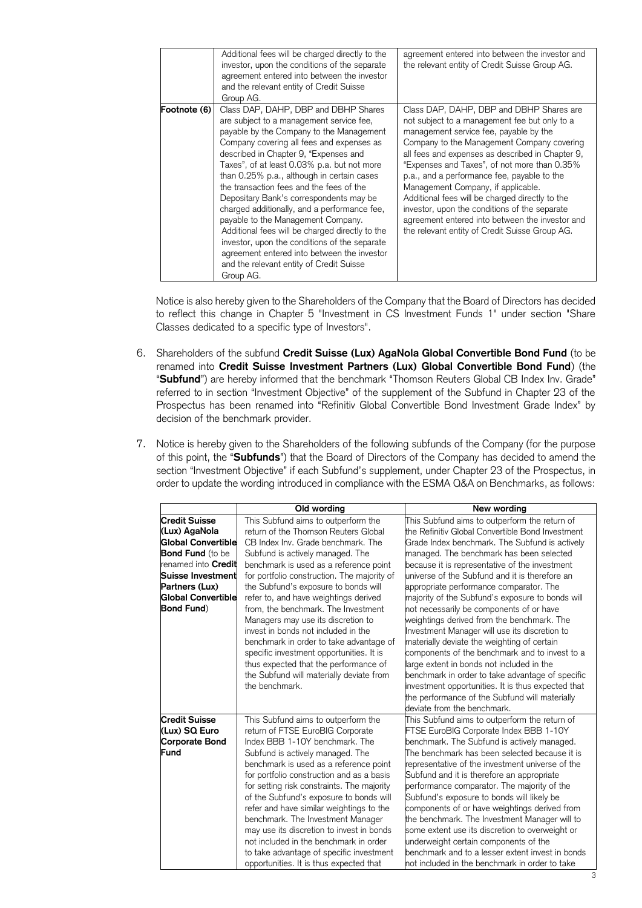| | | |
|---|---|---|
| | Additional fees will be charged directly to the investor, upon the conditions of the separate agreement entered into between the investor and the relevant entity of Credit Suisse Group AG. | agreement entered into between the investor and the relevant entity of Credit Suisse Group AG. |
| **Footnote (6)** | Class DAP, DAHP, DBP and DBHP Shares are subject to a management service fee, payable by the Company to the Management Company covering all fees and expenses as described in Chapter 9, "Expenses and Taxes", of at least 0.03% p.a. but not more than 0.25% p.a., although in certain cases the transaction fees and the fees of the Depositary Bank's correspondents may be charged additionally, and a performance fee, payable to the Management Company. Additional fees will be charged directly to the investor, upon the conditions of the separate agreement entered into between the investor and the relevant entity of Credit Suisse Group AG. | Class DAP, DAHP, DBP and DBHP Shares are not subject to a management fee but only to a management service fee, payable by the Company to the Management Company covering all fees and expenses as described in Chapter 9, "Expenses and Taxes", of not more than 0.35% p.a., and a performance fee, payable to the Management Company, if applicable. Additional fees will be charged directly to the investor, upon the conditions of the separate agreement entered into between the investor and the relevant entity of Credit Suisse Group AG. |

Notice is also hereby given to the Shareholders of the Company that the Board of Directors has decided to reflect this change in Chapter 5 "Investment in CS Investment Funds 1" under section "Share Classes dedicated to a specific type of Investors".

6. Shareholders of the subfund **Credit Suisse (Lux) AgaNola Global Convertible Bond Fund** (to be renamed into **Credit Suisse Investment Partners (Lux) Global Convertible Bond Fund**) (the "**Subfund**") are hereby informed that the benchmark "Thomson Reuters Global CB Index Inv. Grade" referred to in section "Investment Objective" of the supplement of the Subfund in Chapter 23 of the Prospectus has been renamed into "Refinitiv Global Convertible Bond Investment Grade Index" by decision of the benchmark provider.

7. Notice is hereby given to the Shareholders of the following subfunds of the Company (for the purpose of this point, the "**Subfunds**") that the Board of Directors of the Company has decided to amend the section "Investment Objective" if each Subfund's supplement, under Chapter 23 of the Prospectus, in order to update the wording introduced in compliance with the ESMA Q&A on Benchmarks, as follows:

| | Old wording | New wording |
|---|---|---|
| **Credit Suisse (Lux) AgaNola Global Convertible Bond Fund** (to be renamed into **Credit Suisse Investment Partners (Lux) Global Convertible Bond Fund**) | This Subfund aims to outperform the return of the Thomson Reuters Global CB Index Inv. Grade benchmark. The Subfund is actively managed. The benchmark is used as a reference point for portfolio construction. The majority of the Subfund's exposure to bonds will refer to, and have weightings derived from, the benchmark. The Investment Managers may use its discretion to invest in bonds not included in the benchmark in order to take advantage of specific investment opportunities. It is thus expected that the performance of the Subfund will materially deviate from the benchmark. | This Subfund aims to outperform the return of the Refinitiv Global Convertible Bond Investment Grade Index benchmark. The Subfund is actively managed. The benchmark has been selected because it is representative of the investment universe of the Subfund and it is therefore an appropriate performance comparator. The majority of the Subfund's exposure to bonds will not necessarily be components of or have weightings derived from the benchmark. The Investment Manager will use its discretion to materially deviate the weighting of certain components of the benchmark and to invest to a large extent in bonds not included in the benchmark in order to take advantage of specific investment opportunities. It is thus expected that the performance of the Subfund will materially deviate from the benchmark. |
| **Credit Suisse (Lux) SQ Euro Corporate Bond Fund** | This Subfund aims to outperform the return of FTSE EuroBIG Corporate Index BBB 1-10Y benchmark. The Subfund is actively managed. The benchmark is used as a reference point for portfolio construction and as a basis for setting risk constraints. The majority of the Subfund's exposure to bonds will refer and have similar weightings to the benchmark. The Investment Manager may use its discretion to invest in bonds not included in the benchmark in order to take advantage of specific investment opportunities. It is thus expected that | This Subfund aims to outperform the return of FTSE EuroBIG Corporate Index BBB 1-10Y benchmark. The Subfund is actively managed. The benchmark has been selected because it is representative of the investment universe of the Subfund and it is therefore an appropriate performance comparator. The majority of the Subfund's exposure to bonds will likely be components of or have weightings derived from the benchmark. The Investment Manager will to some extent use its discretion to overweight or underweight certain components of the benchmark and to a lesser extent invest in bonds not included in the benchmark in order to take |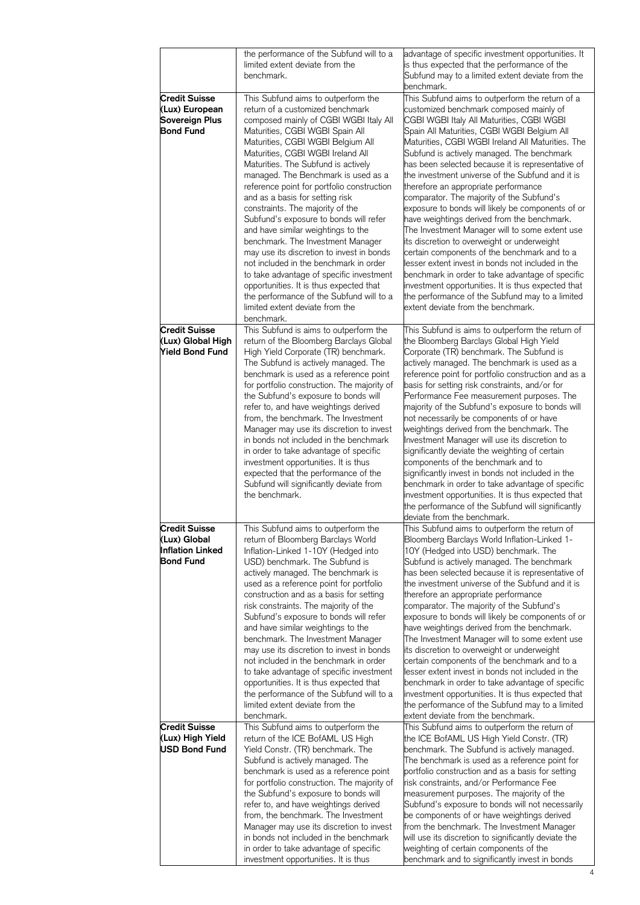| | | |
|---|---|---|
| | the performance of the Subfund will to a limited extent deviate from the benchmark. | advantage of specific investment opportunities. It is thus expected that the performance of the Subfund may to a limited extent deviate from the benchmark. |
| **Credit Suisse (Lux) European Sovereign Plus Bond Fund** | This Subfund aims to outperform the return of a customized benchmark composed mainly of CGBI WGBI Italy All Maturities, CGBI WGBI Spain All Maturities, CGBI WGBI Belgium All Maturities, CGBI WGBI Ireland All Maturities. The Subfund is actively managed. The Benchmark is used as a reference point for portfolio construction and as a basis for setting risk constraints. The majority of the Subfund's exposure to bonds will refer and have similar weightings to the benchmark. The Investment Manager may use its discretion to invest in bonds not included in the benchmark in order to take advantage of specific investment opportunities. It is thus expected that the performance of the Subfund will to a limited extent deviate from the benchmark. | This Subfund aims to outperform the return of a customized benchmark composed mainly of CGBI WGBI Italy All Maturities, CGBI WGBI Spain All Maturities, CGBI WGBI Belgium All Maturities, CGBI WGBI Ireland All Maturities. The Subfund is actively managed. The benchmark has been selected because it is representative of the investment universe of the Subfund and it is therefore an appropriate performance comparator. The majority of the Subfund's exposure to bonds will likely be components of or have weightings derived from the benchmark. The Investment Manager will to some extent use its discretion to overweight or underweight certain components of the benchmark and to a lesser extent invest in bonds not included in the benchmark in order to take advantage of specific investment opportunities. It is thus expected that the performance of the Subfund may to a limited extent deviate from the benchmark. |
| **Credit Suisse (Lux) Global High Yield Bond Fund** | This Subfund is aims to outperform the return of the Bloomberg Barclays Global High Yield Corporate (TR) benchmark. The Subfund is actively managed. The benchmark is used as a reference point for portfolio construction. The majority of the Subfund's exposure to bonds will refer to, and have weightings derived from, the benchmark. The Investment Manager may use its discretion to invest in bonds not included in the benchmark in order to take advantage of specific investment opportunities. It is thus expected that the performance of the Subfund will significantly deviate from the benchmark. | This Subfund is aims to outperform the return of the Bloomberg Barclays Global High Yield Corporate (TR) benchmark. The Subfund is actively managed. The benchmark is used as a reference point for portfolio construction and as a basis for setting risk constraints, and/or for Performance Fee measurement purposes. The majority of the Subfund's exposure to bonds will not necessarily be components of or have weightings derived from the benchmark. The Investment Manager will use its discretion to significantly deviate the weighting of certain components of the benchmark and to significantly invest in bonds not included in the benchmark in order to take advantage of specific investment opportunities. It is thus expected that the performance of the Subfund will significantly deviate from the benchmark. |
| **Credit Suisse (Lux) Global Inflation Linked Bond Fund** | This Subfund aims to outperform the return of Bloomberg Barclays World Inflation-Linked 1-10Y (Hedged into USD) benchmark. The Subfund is actively managed. The benchmark is used as a reference point for portfolio construction and as a basis for setting risk constraints. The majority of the Subfund's exposure to bonds will refer and have similar weightings to the benchmark. The Investment Manager may use its discretion to invest in bonds not included in the benchmark in order to take advantage of specific investment opportunities. It is thus expected that the performance of the Subfund will to a limited extent deviate from the benchmark. | This Subfund aims to outperform the return of Bloomberg Barclays World Inflation-Linked 1-10Y (Hedged into USD) benchmark. The Subfund is actively managed. The benchmark has been selected because it is representative of the investment universe of the Subfund and it is therefore an appropriate performance comparator. The majority of the Subfund's exposure to bonds will likely be components of or have weightings derived from the benchmark. The Investment Manager will to some extent use its discretion to overweight or underweight certain components of the benchmark and to a lesser extent invest in bonds not included in the benchmark in order to take advantage of specific investment opportunities. It is thus expected that the performance of the Subfund may to a limited extent deviate from the benchmark. |
| **Credit Suisse (Lux) High Yield USD Bond Fund** | This Subfund aims to outperform the return of the ICE BofAML US High Yield Constr. (TR) benchmark. The Subfund is actively managed. The benchmark is used as a reference point for portfolio construction. The majority of the Subfund's exposure to bonds will refer to, and have weightings derived from, the benchmark. The Investment Manager may use its discretion to invest in bonds not included in the benchmark in order to take advantage of specific investment opportunities. It is thus | This Subfund aims to outperform the return of the ICE BofAML US High Yield Constr. (TR) benchmark. The Subfund is actively managed. The benchmark is used as a reference point for portfolio construction and as a basis for setting risk constraints, and/or for Performance Fee measurement purposes. The majority of the Subfund's exposure to bonds will not necessarily be components of or have weightings derived from the benchmark. The Investment Manager will use its discretion to significantly deviate the weighting of certain components of the benchmark and to significantly invest in bonds |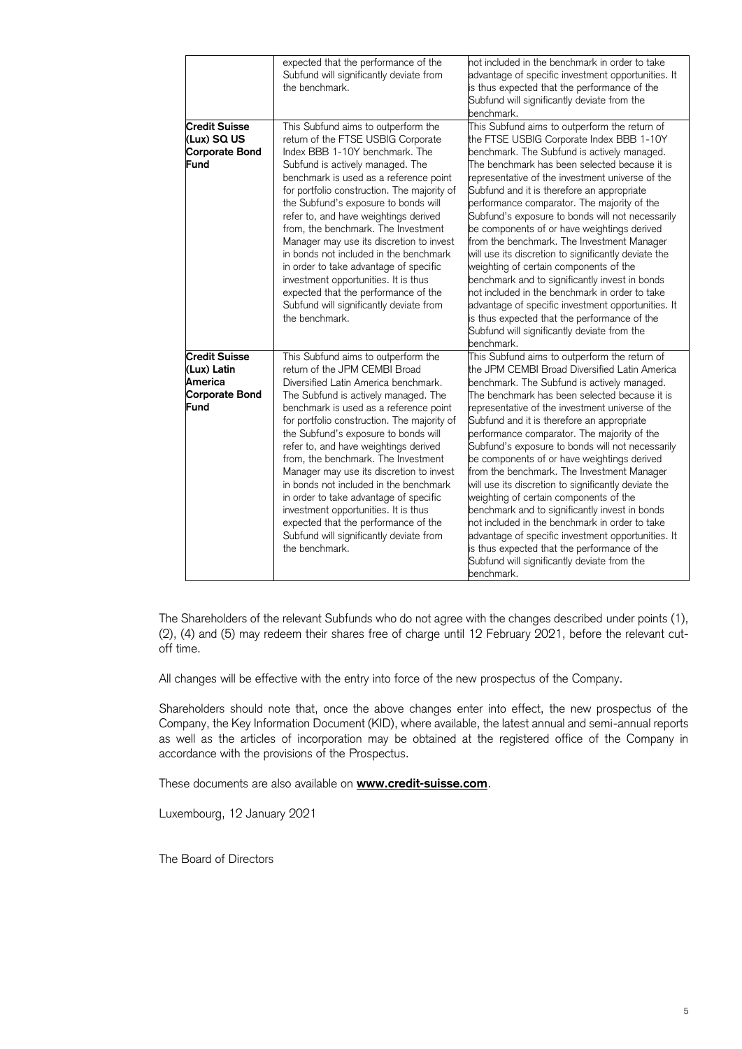| | | |
|---|---|---|
| | expected that the performance of the Subfund will significantly deviate from the benchmark. | not included in the benchmark in order to take advantage of specific investment opportunities. It is thus expected that the performance of the Subfund will significantly deviate from the benchmark. |
| **Credit Suisse (Lux) SQ US Corporate Bond Fund** | This Subfund aims to outperform the return of the FTSE USBIG Corporate Index BBB 1-10Y benchmark. The Subfund is actively managed. The benchmark is used as a reference point for portfolio construction. The majority of the Subfund's exposure to bonds will refer to, and have weightings derived from, the benchmark. The Investment Manager may use its discretion to invest in bonds not included in the benchmark in order to take advantage of specific investment opportunities. It is thus expected that the performance of the Subfund will significantly deviate from the benchmark. | This Subfund aims to outperform the return of the FTSE USBIG Corporate Index BBB 1-10Y benchmark. The Subfund is actively managed. The benchmark has been selected because it is representative of the investment universe of the Subfund and it is therefore an appropriate performance comparator. The majority of the Subfund's exposure to bonds will not necessarily be components of or have weightings derived from the benchmark. The Investment Manager will use its discretion to significantly deviate the weighting of certain components of the benchmark and to significantly invest in bonds not included in the benchmark in order to take advantage of specific investment opportunities. It is thus expected that the performance of the Subfund will significantly deviate from the benchmark. |
| **Credit Suisse (Lux) Latin America Corporate Bond Fund** | This Subfund aims to outperform the return of the JPM CEMBI Broad Diversified Latin America benchmark. The Subfund is actively managed. The benchmark is used as a reference point for portfolio construction. The majority of the Subfund's exposure to bonds will refer to, and have weightings derived from, the benchmark. The Investment Manager may use its discretion to invest in bonds not included in the benchmark in order to take advantage of specific investment opportunities. It is thus expected that the performance of the Subfund will significantly deviate from the benchmark. | This Subfund aims to outperform the return of the JPM CEMBI Broad Diversified Latin America benchmark. The Subfund is actively managed. The benchmark has been selected because it is representative of the investment universe of the Subfund and it is therefore an appropriate performance comparator. The majority of the Subfund's exposure to bonds will not necessarily be components of or have weightings derived from the benchmark. The Investment Manager will use its discretion to significantly deviate the weighting of certain components of the benchmark and to significantly invest in bonds not included in the benchmark in order to take advantage of specific investment opportunities. It is thus expected that the performance of the Subfund will significantly deviate from the benchmark. |

The Shareholders of the relevant Subfunds who do not agree with the changes described under points (1), (2), (4) and (5) may redeem their shares free of charge until 12 February 2021, before the relevant cut-off time.

All changes will be effective with the entry into force of the new prospectus of the Company.

Shareholders should note that, once the above changes enter into effect, the new prospectus of the Company, the Key Information Document (KID), where available, the latest annual and semi-annual reports as well as the articles of incorporation may be obtained at the registered office of the Company in accordance with the provisions of the Prospectus.

These documents are also available on **www.credit-suisse.com**.

Luxembourg, 12 January 2021

The Board of Directors